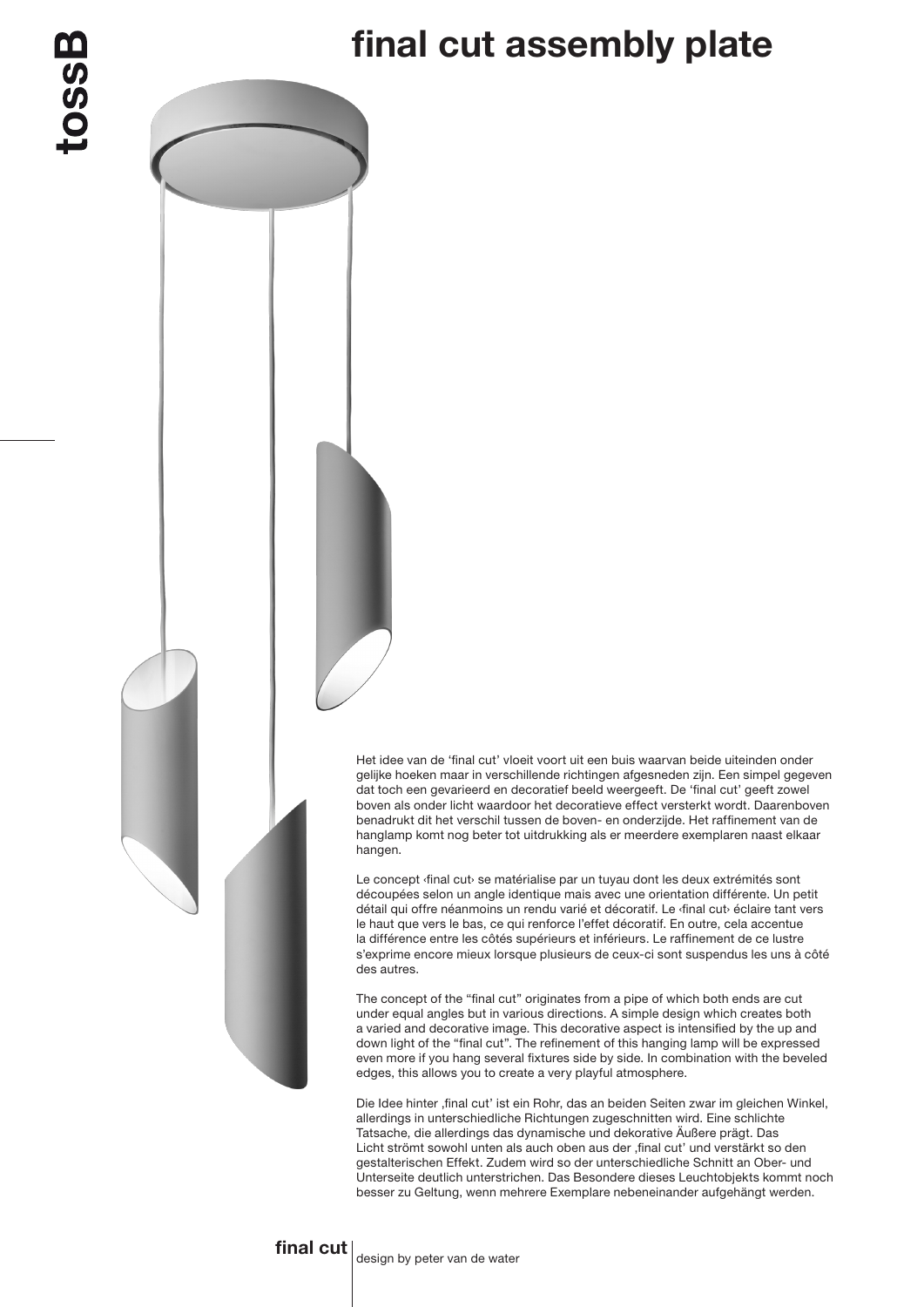# final cut assembly plate

Het idee van de ‘final cut’ vloeit voort uit een buis waarvan beide uiteinden onder gelijke hoeken maar in verschillende richtingen afgesneden zijn. Een simpel gegeven dat toch een gevarieerd en decoratief beeld weergeeft. De ‘final cut’ geeft zowel boven als onder licht waardoor het decoratieve effect versterkt wordt. Daarenboven benadrukt dit het verschil tussen de boven- en onderzijde. Het raffinement van de hanglamp komt nog beter tot uitdrukking als er meerdere exemplaren naast elkaar hangen.

Le concept ‹final cut› se matérialise par un tuyau dont les deux extrémités sont découpées selon un angle identique mais avec une orientation différente. Un petit détail qui offre néanmoins un rendu varié et décoratif. Le ‹final cut› éclaire tant vers le haut que vers le bas, ce qui renforce l’effet décoratif. En outre, cela accentue la différence entre les côtés supérieurs et inférieurs. Le raffinement de ce lustre s’exprime encore mieux lorsque plusieurs de ceux-ci sont suspendus les uns à côté des autres.

The concept of the “final cut” originates from a pipe of which both ends are cut under equal angles but in various directions. A simple design which creates both a varied and decorative image. This decorative aspect is intensified by the up and down light of the “final cut”. The refinement of this hanging lamp will be expressed even more if you hang several fixtures side by side. In combination with the beveled edges, this allows you to create a very playful atmosphere.

Die Idee hinter ‚final cut’ ist ein Rohr, das an beiden Seiten zwar im gleichen Winkel, allerdings in unterschiedliche Richtungen zugeschnitten wird. Eine schlichte Tatsache, die allerdings das dynamische und dekorative Äußere prägt. Das Licht strömt sowohl unten als auch oben aus der ‚final cut’ und verstärkt so den gestalterischen Effekt. Zudem wird so der unterschiedliche Schnitt an Ober- und Unterseite deutlich unterstrichen. Das Besondere dieses Leuchtobjekts kommt noch besser zu Geltung, wenn mehrere Exemplare nebeneinander aufgehängt werden.

**final cut** design by peter van de water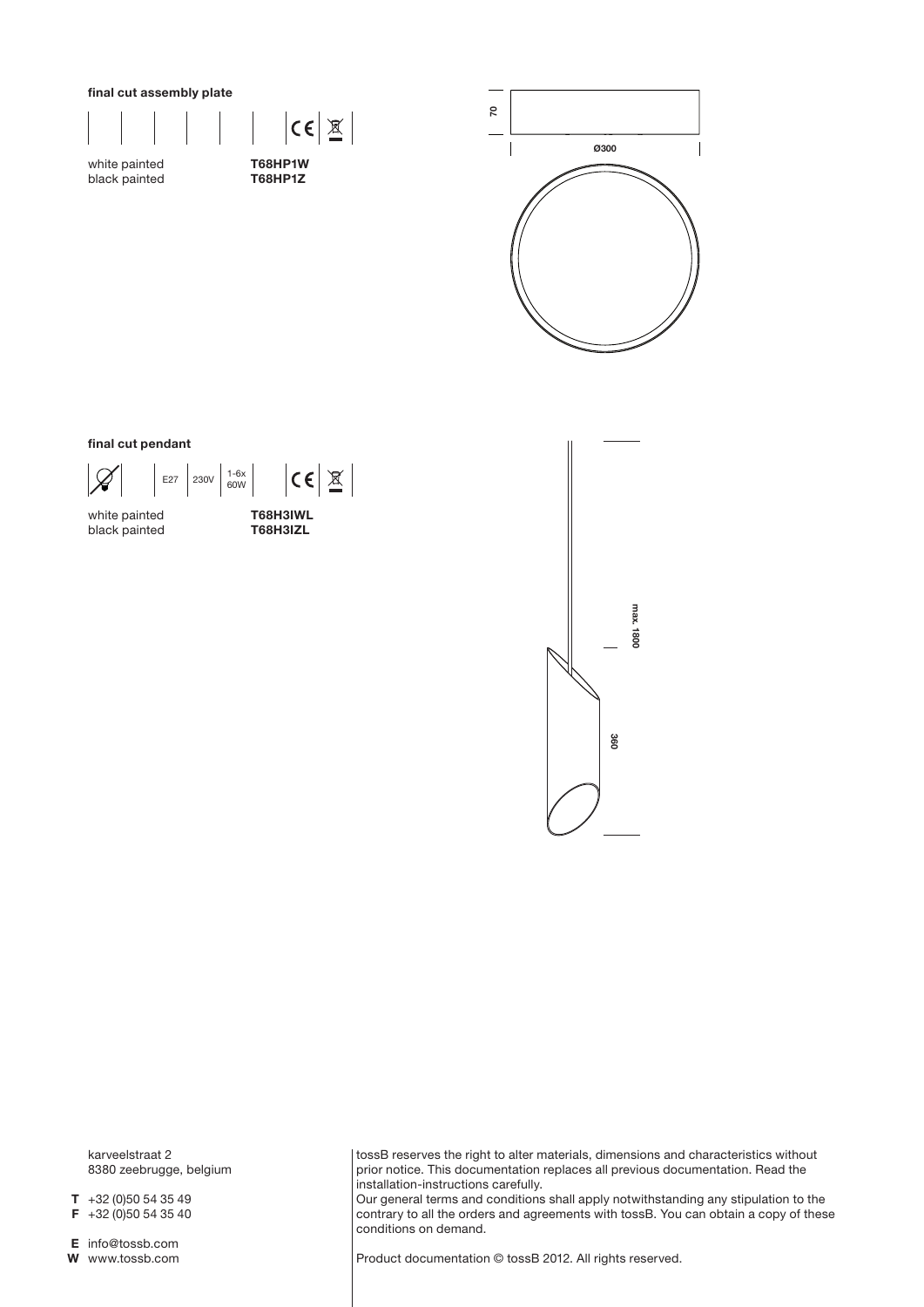**final cut assembly plate**

CE

| | |
|---|---|
| white painted | **T68HP1W** |
| black painted | **T68HP1Z** |

70

Ø300

**final cut pendant**

E27 230V 1-6x 60W

CE

| | |
|---|---|
| white painted | **T68H3IWL** |
| black painted | **T68H3IZL** |

max. 1800

360

karveelstraat 2
8380 zeebrugge, belgium

**T** +32 (0)50 54 35 49
**F** +32 (0)50 54 35 40

**E** info@tossb.com
**W** www.tossb.com

tossB reserves the right to alter materials, dimensions and characteristics without prior notice. This documentation replaces all previous documentation. Read the installation-instructions carefully.
Our general terms and conditions shall apply notwithstanding any stipulation to the contrary to all the orders and agreements with tossB. You can obtain a copy of these conditions on demand.

Product documentation © tossB 2012. All rights reserved.